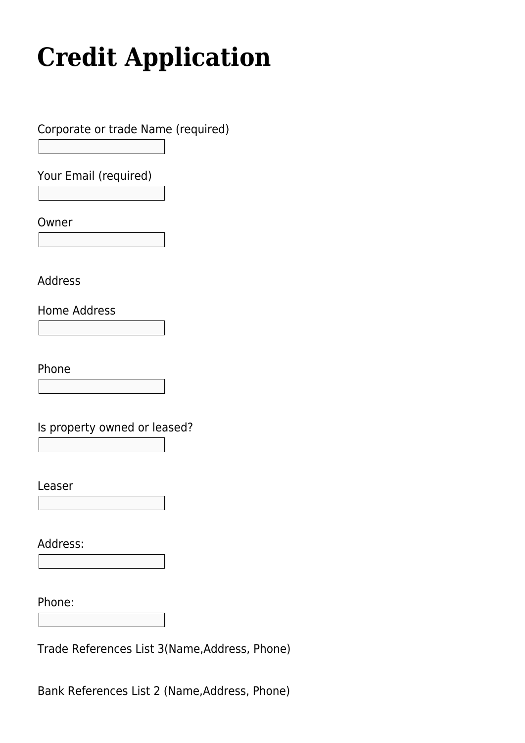# Credit Application

Corporate or trade Name (required)

Your Email (required)

Owner

Address

Home Address

Phone

Is property owned or leased?

Leaser

Address:

Phone:

Trade References List 3(Name,Address, Phone)

Bank References List 2 (Name,Address, Phone)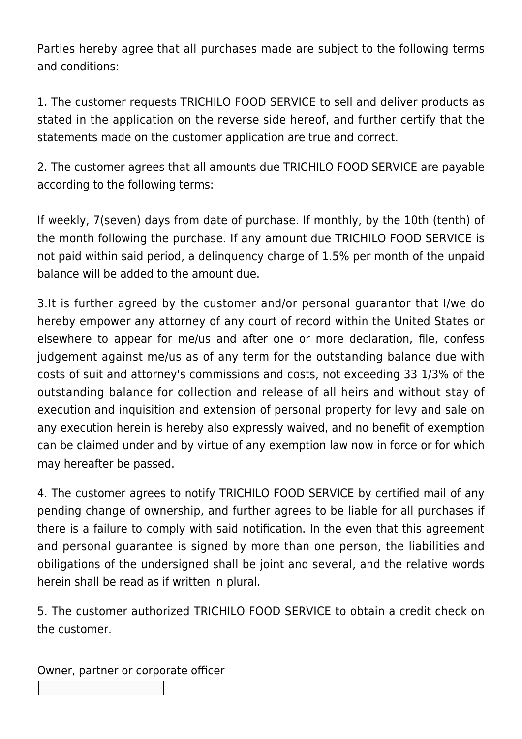Parties hereby agree that all purchases made are subject to the following terms and conditions:

1. The customer requests TRICHILO FOOD SERVICE to sell and deliver products as stated in the application on the reverse side hereof, and further certify that the statements made on the customer application are true and correct.

2. The customer agrees that all amounts due TRICHILO FOOD SERVICE are payable according to the following terms:

If weekly, 7(seven) days from date of purchase. If monthly, by the 10th (tenth) of the month following the purchase. If any amount due TRICHILO FOOD SERVICE is not paid within said period, a delinquency charge of 1.5% per month of the unpaid balance will be added to the amount due.

3.It is further agreed by the customer and/or personal guarantor that I/we do hereby empower any attorney of any court of record within the United States or elsewhere to appear for me/us and after one or more declaration, file, confess judgement against me/us as of any term for the outstanding balance due with costs of suit and attorney's commissions and costs, not exceeding 33 1/3% of the outstanding balance for collection and release of all heirs and without stay of execution and inquisition and extension of personal property for levy and sale on any execution herein is hereby also expressly waived, and no benefit of exemption can be claimed under and by virtue of any exemption law now in force or for which may hereafter be passed.

4. The customer agrees to notify TRICHILO FOOD SERVICE by certified mail of any pending change of ownership, and further agrees to be liable for all purchases if there is a failure to comply with said notification. In the even that this agreement and personal guarantee is signed by more than one person, the liabilities and obiligations of the undersigned shall be joint and several, and the relative words herein shall be read as if written in plural.

5. The customer authorized TRICHILO FOOD SERVICE to obtain a credit check on the customer.

Owner, partner or corporate officer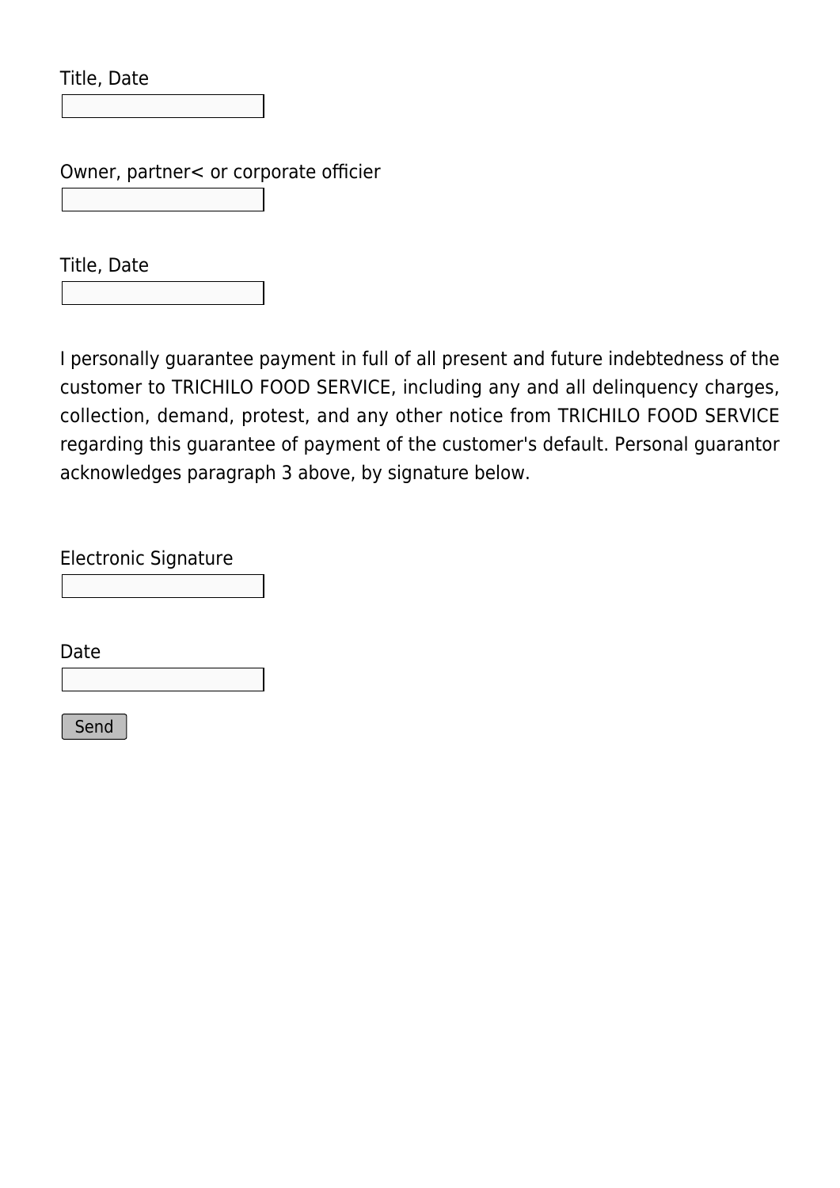Title, Date

Owner, partner< or corporate officier

Title, Date

I personally guarantee payment in full of all present and future indebtedness of the customer to TRICHILO FOOD SERVICE, including any and all delinquency charges, collection, demand, protest, and any other notice from TRICHILO FOOD SERVICE regarding this guarantee of payment of the customer's default. Personal guarantor acknowledges paragraph 3 above, by signature below.

Electronic Signature

Date

Send